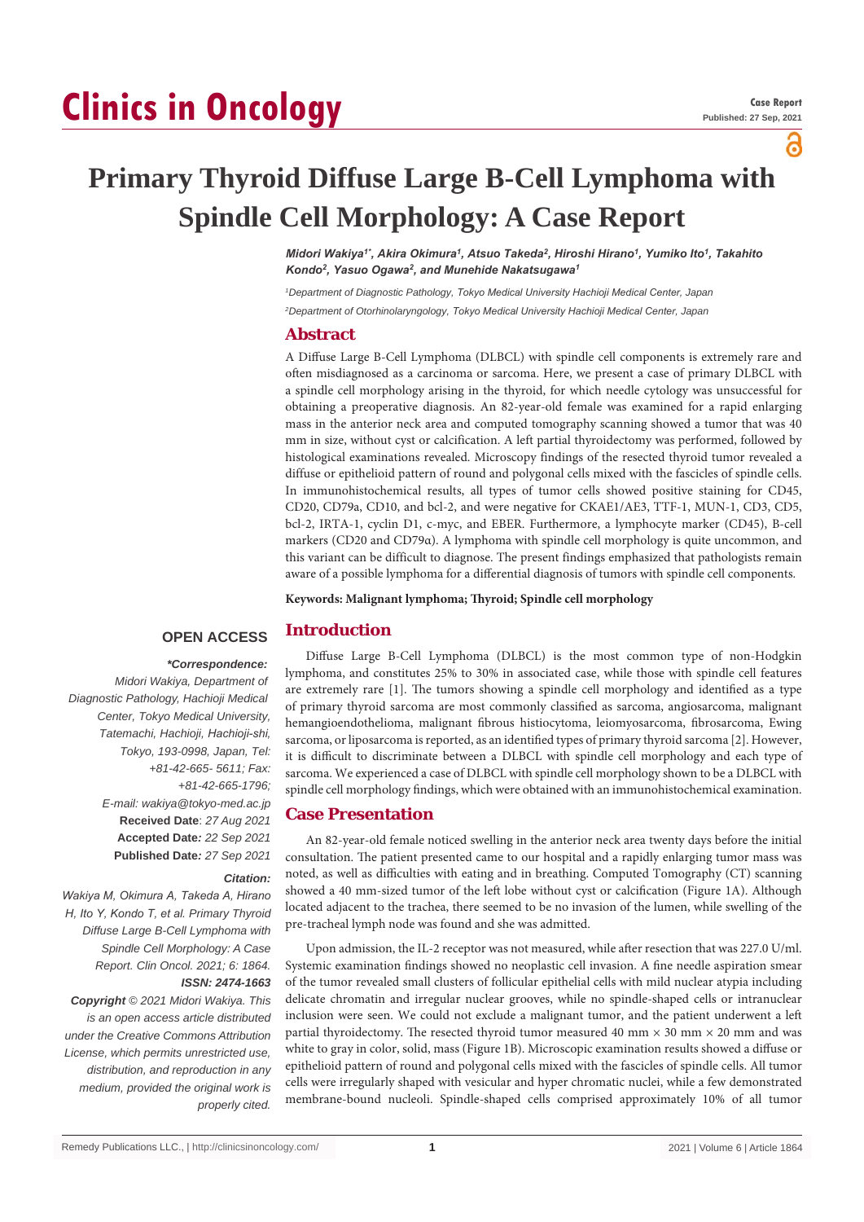# Primary Thyroid Diffuse Large B-Cell Lymphoma with Spindle Cell Morphology: A Case Report

*Midori Wakiya[1*], Akira Okimura[1], Atsuo Takeda[2], Hiroshi Hirano[1], Yumiko Ito[1], Takahito Kondo[2], Yasuo Ogawa[2], and Munehide Nakatsugawa[1]*

*[1]Department of Diagnostic Pathology, Tokyo Medical University Hachioji Medical Center, Japan*

*[2]Department of Otorhinolaryngology, Tokyo Medical University Hachioji Medical Center, Japan*

## Abstract

A Diffuse Large B-Cell Lymphoma (DLBCL) with spindle cell components is extremely rare and often misdiagnosed as a carcinoma or sarcoma. Here, we present a case of primary DLBCL with a spindle cell morphology arising in the thyroid, for which needle cytology was unsuccessful for obtaining a preoperative diagnosis. An 82-year-old female was examined for a rapid enlarging mass in the anterior neck area and computed tomography scanning showed a tumor that was 40 mm in size, without cyst or calcification. A left partial thyroidectomy was performed, followed by histological examinations revealed. Microscopy findings of the resected thyroid tumor revealed a diffuse or epithelioid pattern of round and polygonal cells mixed with the fascicles of spindle cells. In immunohistochemical results, all types of tumor cells showed positive staining for CD45, CD20, CD79a, CD10, and bcl-2, and were negative for CKAE1/AE3, TTF-1, MUN-1, CD3, CD5, bcl-2, IRTA-1, cyclin D1, c-myc, and EBER. Furthermore, a lymphocyte marker (CD45), B-cell markers (CD20 and CD79α). A lymphoma with spindle cell morphology is quite uncommon, and this variant can be difficult to diagnose. The present findings emphasized that pathologists remain aware of a possible lymphoma for a differential diagnosis of tumors with spindle cell components.

**Keywords: Malignant lymphoma; Thyroid; Spindle cell morphology**

**OPEN ACCESS**

***Correspondence:***

*Midori Wakiya, Department of Diagnostic Pathology, Hachioji Medical Center, Tokyo Medical University, Tatemachi, Hachioji, Hachioji-shi, Tokyo, 193-0998, Japan, Tel: +81-42-665- 5611; Fax: +81-42-665-1796;*

*E-mail: wakiya@tokyo-med.ac.jp*

**Received Date**: *27 Aug 2021*

**Accepted Date***: 22 Sep 2021*

**Published Date***: 27 Sep 2021*

***Citation:***

*Wakiya M, Okimura A, Takeda A, Hirano H, Ito Y, Kondo T, et al. Primary Thyroid Diffuse Large B-Cell Lymphoma with Spindle Cell Morphology: A Case Report. Clin Oncol. 2021; 6: 1864.*

***ISSN: 2474-1663***

***Copyright** © 2021 Midori Wakiya. This is an open access article distributed under the Creative Commons Attribution License, which permits unrestricted use, distribution, and reproduction in any medium, provided the original work is properly cited.*

## Introduction

Diffuse Large B-Cell Lymphoma (DLBCL) is the most common type of non-Hodgkin lymphoma, and constitutes 25% to 30% in associated case, while those with spindle cell features are extremely rare [1]. The tumors showing a spindle cell morphology and identified as a type of primary thyroid sarcoma are most commonly classified as sarcoma, angiosarcoma, malignant hemangioendothelioma, malignant fibrous histiocytoma, leiomyosarcoma, fibrosarcoma, Ewing sarcoma, or liposarcoma is reported, as an identified types of primary thyroid sarcoma [2]. However, it is difficult to discriminate between a DLBCL with spindle cell morphology and each type of sarcoma. We experienced a case of DLBCL with spindle cell morphology shown to be a DLBCL with spindle cell morphology findings, which were obtained with an immunohistochemical examination.

## Case Presentation

An 82-year-old female noticed swelling in the anterior neck area twenty days before the initial consultation. The patient presented came to our hospital and a rapidly enlarging tumor mass was noted, as well as difficulties with eating and in breathing. Computed Tomography (CT) scanning showed a 40 mm-sized tumor of the left lobe without cyst or calcification (Figure 1A). Although located adjacent to the trachea, there seemed to be no invasion of the lumen, while swelling of the pre-tracheal lymph node was found and she was admitted.

Upon admission, the IL-2 receptor was not measured, while after resection that was 227.0 U/ml. Systemic examination findings showed no neoplastic cell invasion. A fine needle aspiration smear of the tumor revealed small clusters of follicular epithelial cells with mild nuclear atypia including delicate chromatin and irregular nuclear grooves, while no spindle-shaped cells or intranuclear inclusion were seen. We could not exclude a malignant tumor, and the patient underwent a left partial thyroidectomy. The resected thyroid tumor measured 40 mm × 30 mm × 20 mm and was white to gray in color, solid, mass (Figure 1B). Microscopic examination results showed a diffuse or epithelioid pattern of round and polygonal cells mixed with the fascicles of spindle cells. All tumor cells were irregularly shaped with vesicular and hyper chromatic nuclei, while a few demonstrated membrane-bound nucleoli. Spindle-shaped cells comprised approximately 10% of all tumor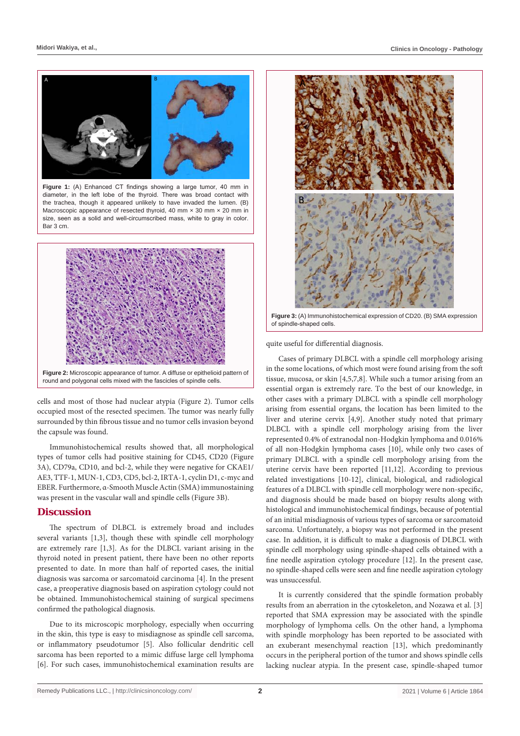**Figure 1:** (A) Enhanced CT findings showing a large tumor, 40 mm in diameter, in the left lobe of the thyroid. There was broad contact with the trachea, though it appeared unlikely to have invaded the lumen. (B) Macroscopic appearance of resected thyroid, 40 mm × 30 mm × 20 mm in size, seen as a solid and well-circumscribed mass, white to gray in color. Bar 3 cm.

**Figure 2:** Microscopic appearance of tumor. A diffuse or epithelioid pattern of round and polygonal cells mixed with the fascicles of spindle cells.

cells and most of those had nuclear atypia (Figure 2). Tumor cells occupied most of the resected specimen. The tumor was nearly fully surrounded by thin fibrous tissue and no tumor cells invasion beyond the capsule was found.

Immunohistochemical results showed that, all morphological types of tumor cells had positive staining for CD45, CD20 (Figure 3A), CD79a, CD10, and bcl-2, while they were negative for CKAE1/AE3, TTF-1, MUN-1, CD3, CD5, bcl-2, IRTA-1, cyclin D1, c-myc and EBER. Furthermore, α-Smooth Muscle Actin (SMA) immunostaining was present in the vascular wall and spindle cells (Figure 3B).

## Discussion

The spectrum of DLBCL is extremely broad and includes several variants [1,3], though these with spindle cell morphology are extremely rare [1,3]. As for the DLBCL variant arising in the thyroid noted in present patient, there have been no other reports presented to date. In more than half of reported cases, the initial diagnosis was sarcoma or sarcomatoid carcinoma [4]. In the present case, a preoperative diagnosis based on aspiration cytology could not be obtained. Immunohistochemical staining of surgical specimens confirmed the pathological diagnosis.

Due to its microscopic morphology, especially when occurring in the skin, this type is easy to misdiagnose as spindle cell sarcoma, or inflammatory pseudotumor [5]. Also follicular dendritic cell sarcoma has been reported to a mimic diffuse large cell lymphoma [6]. For such cases, immunohistochemical examination results are quite useful for differential diagnosis.

**Figure 3:** (A) Immunohistochemical expression of CD20. (B) SMA expression of spindle-shaped cells.

Cases of primary DLBCL with a spindle cell morphology arising in the some locations, of which most were found arising from the soft tissue, mucosa, or skin [4,5,7,8]. While such a tumor arising from an essential organ is extremely rare. To the best of our knowledge, in other cases with a primary DLBCL with a spindle cell morphology arising from essential organs, the location has been limited to the liver and uterine cervix [4,9]. Another study noted that primary DLBCL with a spindle cell morphology arising from the liver represented 0.4% of extranodal non-Hodgkin lymphoma and 0.016% of all non-Hodgkin lymphoma cases [10], while only two cases of primary DLBCL with a spindle cell morphology arising from the uterine cervix have been reported [11,12]. According to previous related investigations [10-12], clinical, biological, and radiological features of a DLBCL with spindle cell morphology were non-specific, and diagnosis should be made based on biopsy results along with histological and immunohistochemical findings, because of potential of an initial misdiagnosis of various types of sarcoma or sarcomatoid sarcoma. Unfortunately, a biopsy was not performed in the present case. In addition, it is difficult to make a diagnosis of DLBCL with spindle cell morphology using spindle-shaped cells obtained with a fine needle aspiration cytology procedure [12]. In the present case, no spindle-shaped cells were seen and fine needle aspiration cytology was unsuccessful.

It is currently considered that the spindle formation probably results from an aberration in the cytoskeleton, and Nozawa et al. [3] reported that SMA expression may be associated with the spindle morphology of lymphoma cells. On the other hand, a lymphoma with spindle morphology has been reported to be associated with an exuberant mesenchymal reaction [13], which predominantly occurs in the peripheral portion of the tumor and shows spindle cells lacking nuclear atypia. In the present case, spindle-shaped tumor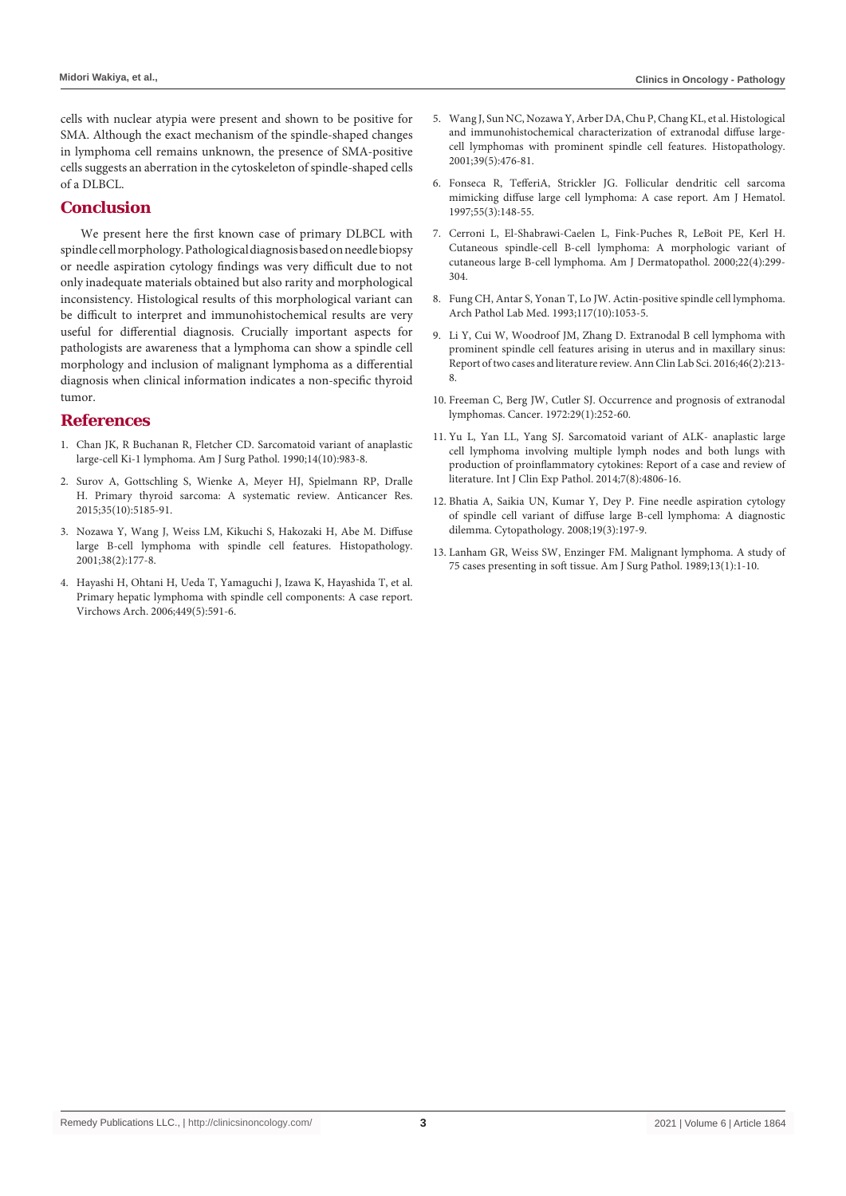cells with nuclear atypia were present and shown to be positive for SMA. Although the exact mechanism of the spindle-shaped changes in lymphoma cell remains unknown, the presence of SMA-positive cells suggests an aberration in the cytoskeleton of spindle-shaped cells of a DLBCL.

## Conclusion

We present here the first known case of primary DLBCL with spindle cell morphology. Pathological diagnosis based on needle biopsy or needle aspiration cytology findings was very difficult due to not only inadequate materials obtained but also rarity and morphological inconsistency. Histological results of this morphological variant can be difficult to interpret and immunohistochemical results are very useful for differential diagnosis. Crucially important aspects for pathologists are awareness that a lymphoma can show a spindle cell morphology and inclusion of malignant lymphoma as a differential diagnosis when clinical information indicates a non-specific thyroid tumor.

## References

1. Chan JK, R Buchanan R, Fletcher CD. Sarcomatoid variant of anaplastic large-cell Ki-1 lymphoma. Am J Surg Pathol. 1990;14(10):983-8.
2. Surov A, Gottschling S, Wienke A, Meyer HJ, Spielmann RP, Dralle H. Primary thyroid sarcoma: A systematic review. Anticancer Res. 2015;35(10):5185-91.
3. Nozawa Y, Wang J, Weiss LM, Kikuchi S, Hakozaki H, Abe M. Diffuse large B-cell lymphoma with spindle cell features. Histopathology. 2001;38(2):177-8.
4. Hayashi H, Ohtani H, Ueda T, Yamaguchi J, Izawa K, Hayashida T, et al. Primary hepatic lymphoma with spindle cell components: A case report. Virchows Arch. 2006;449(5):591-6.
5. Wang J, Sun NC, Nozawa Y, Arber DA, Chu P, Chang KL, et al. Histological and immunohistochemical characterization of extranodal diffuse large-cell lymphomas with prominent spindle cell features. Histopathology. 2001;39(5):476-81.
6. Fonseca R, TefferiA, Strickler JG. Follicular dendritic cell sarcoma mimicking diffuse large cell lymphoma: A case report. Am J Hematol. 1997;55(3):148-55.
7. Cerroni L, El-Shabrawi-Caelen L, Fink-Puches R, LeBoit PE, Kerl H. Cutaneous spindle-cell B-cell lymphoma: A morphologic variant of cutaneous large B-cell lymphoma. Am J Dermatopathol. 2000;22(4):299-304.
8. Fung CH, Antar S, Yonan T, Lo JW. Actin-positive spindle cell lymphoma. Arch Pathol Lab Med. 1993;117(10):1053-5.
9. Li Y, Cui W, Woodroof JM, Zhang D. Extranodal B cell lymphoma with prominent spindle cell features arising in uterus and in maxillary sinus: Report of two cases and literature review. Ann Clin Lab Sci. 2016;46(2):213-8.
10. Freeman C, Berg JW, Cutler SJ. Occurrence and prognosis of extranodal lymphomas. Cancer. 1972:29(1):252-60.
11. Yu L, Yan LL, Yang SJ. Sarcomatoid variant of ALK- anaplastic large cell lymphoma involving multiple lymph nodes and both lungs with production of proinflammatory cytokines: Report of a case and review of literature. Int J Clin Exp Pathol. 2014;7(8):4806-16.
12. Bhatia A, Saikia UN, Kumar Y, Dey P. Fine needle aspiration cytology of spindle cell variant of diffuse large B-cell lymphoma: A diagnostic dilemma. Cytopathology. 2008;19(3):197-9.
13. Lanham GR, Weiss SW, Enzinger FM. Malignant lymphoma. A study of 75 cases presenting in soft tissue. Am J Surg Pathol. 1989;13(1):1-10.